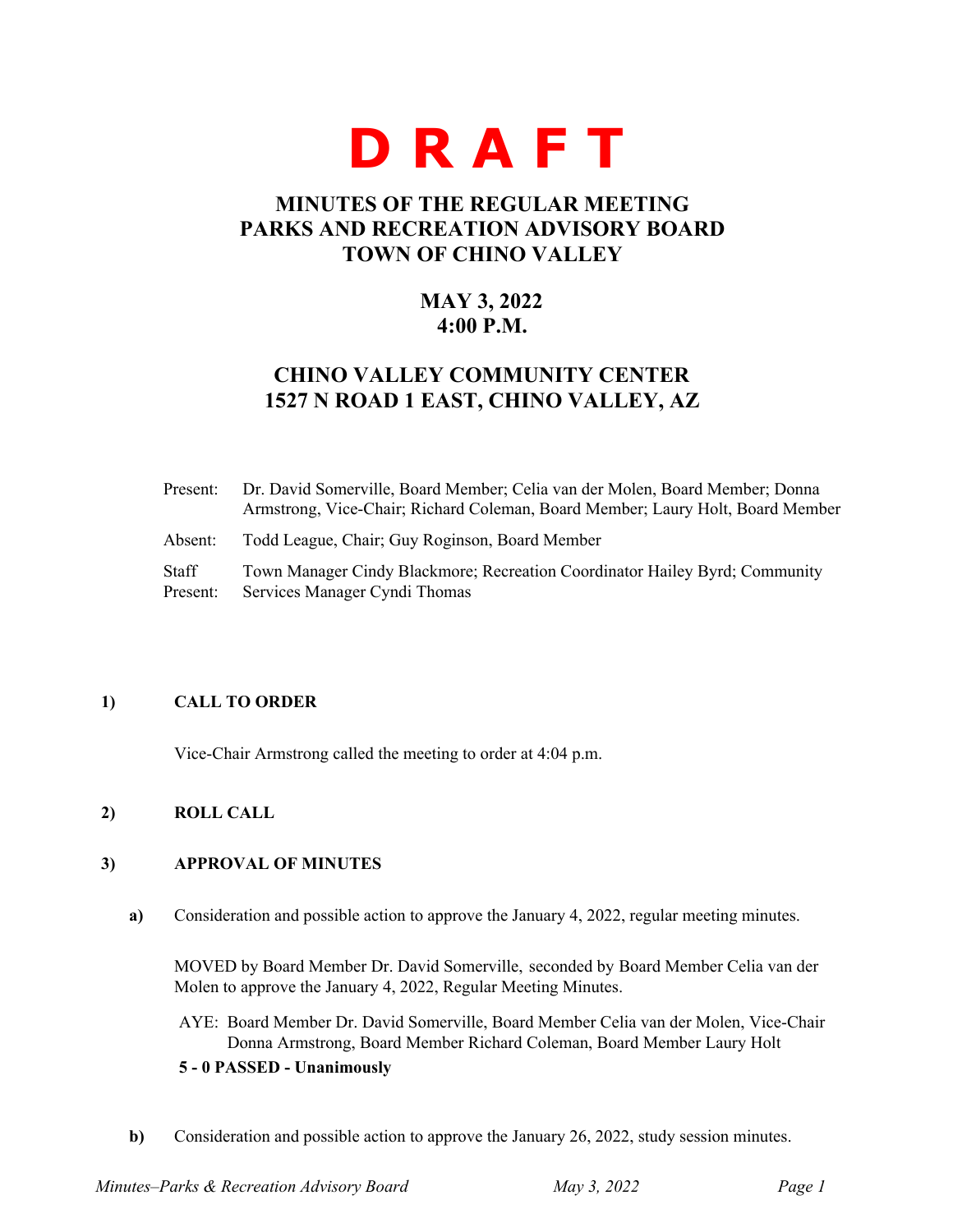# D R A F T

## MINUTES OF THE REGULAR MEETING
## PARKS AND RECREATION ADVISORY BOARD
## TOWN OF CHINO VALLEY

### MAY 3, 2022
### 4:00 P.M.

### CHINO VALLEY COMMUNITY CENTER
### 1527 N ROAD 1 EAST, CHINO VALLEY, AZ

Present: Dr. David Somerville, Board Member; Celia van der Molen, Board Member; Donna Armstrong, Vice-Chair; Richard Coleman, Board Member; Laury Holt, Board Member

Absent: Todd League, Chair; Guy Roginson, Board Member

Staff Present: Town Manager Cindy Blackmore; Recreation Coordinator Hailey Byrd; Community Services Manager Cyndi Thomas

**1) CALL TO ORDER**

Vice-Chair Armstrong called the meeting to order at 4:04 p.m.

**2) ROLL CALL**

**3) APPROVAL OF MINUTES**

**a)** Consideration and possible action to approve the January 4, 2022, regular meeting minutes.

MOVED by Board Member Dr. David Somerville, seconded by Board Member Celia van der Molen to approve the January 4, 2022, Regular Meeting Minutes.

AYE: Board Member Dr. David Somerville, Board Member Celia van der Molen, Vice-Chair Donna Armstrong, Board Member Richard Coleman, Board Member Laury Holt

**5 - 0 PASSED - Unanimously**

**b)** Consideration and possible action to approve the January 26, 2022, study session minutes.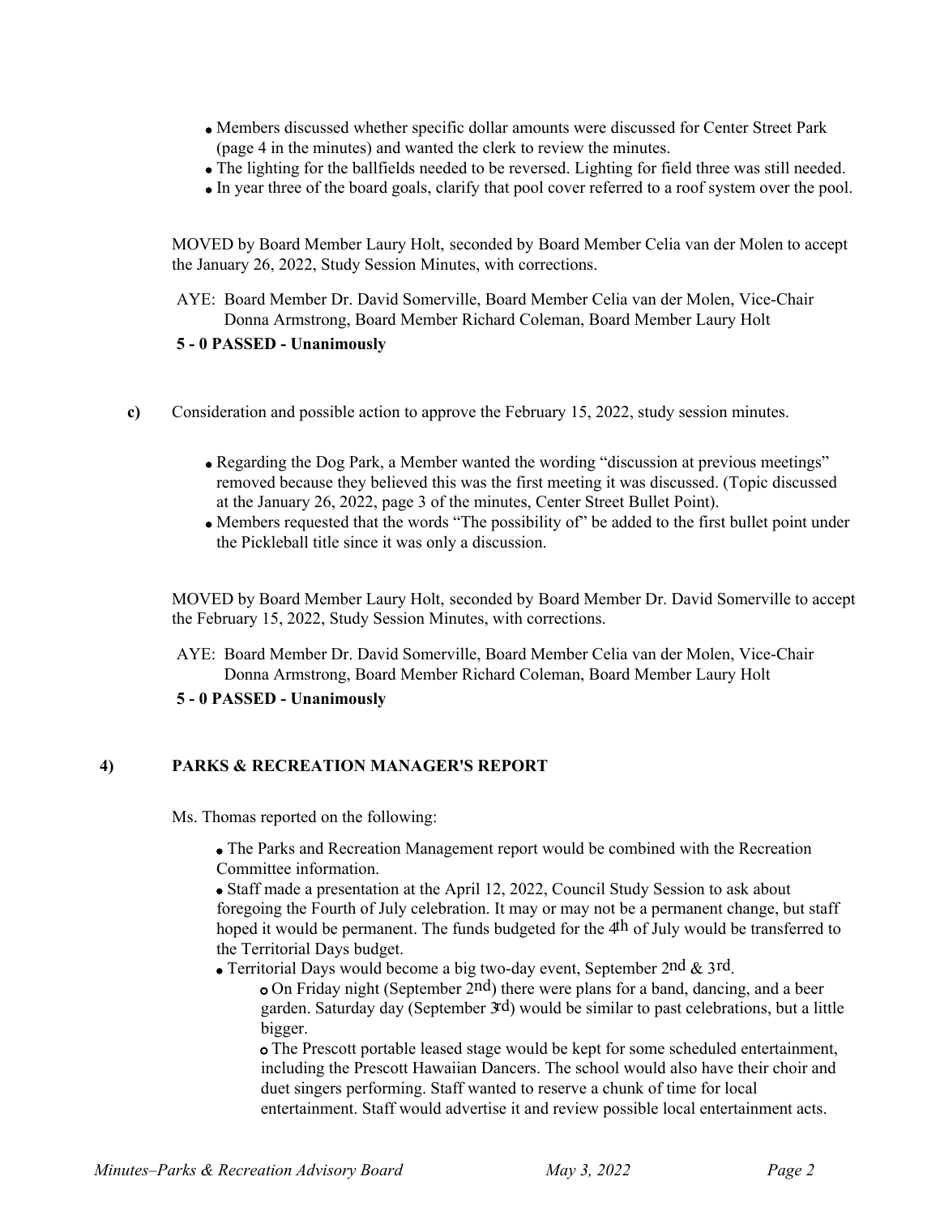- Members discussed whether specific dollar amounts were discussed for Center Street Park (page 4 in the minutes) and wanted the clerk to review the minutes.
- The lighting for the ballfields needed to be reversed. Lighting for field three was still needed.
- In year three of the board goals, clarify that pool cover referred to a roof system over the pool.

MOVED by Board Member Laury Holt, seconded by Board Member Celia van der Molen to accept the January 26, 2022, Study Session Minutes, with corrections.

AYE: Board Member Dr. David Somerville, Board Member Celia van der Molen, Vice-Chair Donna Armstrong, Board Member Richard Coleman, Board Member Laury Holt

**5 - 0 PASSED - Unanimously**

**c)** Consideration and possible action to approve the February 15, 2022, study session minutes.

- Regarding the Dog Park, a Member wanted the wording "discussion at previous meetings" removed because they believed this was the first meeting it was discussed. (Topic discussed at the January 26, 2022, page 3 of the minutes, Center Street Bullet Point).
- Members requested that the words "The possibility of" be added to the first bullet point under the Pickleball title since it was only a discussion.

MOVED by Board Member Laury Holt, seconded by Board Member Dr. David Somerville to accept the February 15, 2022, Study Session Minutes, with corrections.

AYE: Board Member Dr. David Somerville, Board Member Celia van der Molen, Vice-Chair Donna Armstrong, Board Member Richard Coleman, Board Member Laury Holt

**5 - 0 PASSED - Unanimously**

## 4) PARKS & RECREATION MANAGER'S REPORT

Ms. Thomas reported on the following:

- The Parks and Recreation Management report would be combined with the Recreation Committee information.
- Staff made a presentation at the April 12, 2022, Council Study Session to ask about foregoing the Fourth of July celebration. It may or may not be a permanent change, but staff hoped it would be permanent. The funds budgeted for the 4th of July would be transferred to the Territorial Days budget.
- Territorial Days would become a big two-day event, September 2nd & 3rd.
  - On Friday night (September 2nd) there were plans for a band, dancing, and a beer garden. Saturday day (September 3rd) would be similar to past celebrations, but a little bigger.
  - The Prescott portable leased stage would be kept for some scheduled entertainment, including the Prescott Hawaiian Dancers. The school would also have their choir and duet singers performing. Staff wanted to reserve a chunk of time for local entertainment. Staff would advertise it and review possible local entertainment acts.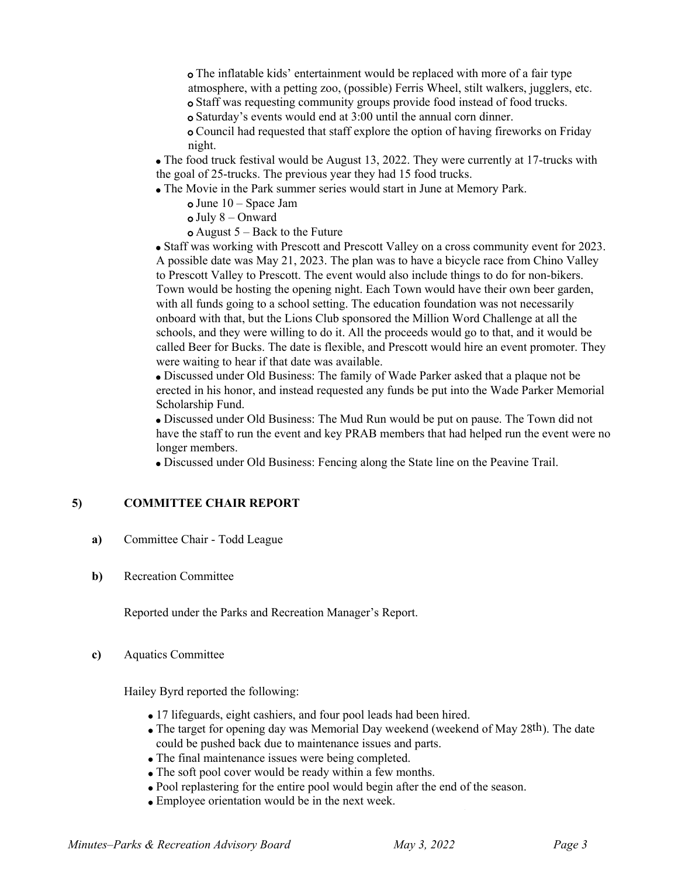- The inflatable kids' entertainment would be replaced with more of a fair type atmosphere, with a petting zoo, (possible) Ferris Wheel, stilt walkers, jugglers, etc.
- Staff was requesting community groups provide food instead of food trucks.
- Saturday's events would end at 3:00 until the annual corn dinner.
- Council had requested that staff explore the option of having fireworks on Friday night.

- The food truck festival would be August 13, 2022. They were currently at 17-trucks with the goal of 25-trucks. The previous year they had 15 food trucks.
- The Movie in the Park summer series would start in June at Memory Park.
  - June 10 – Space Jam
  - July 8 – Onward
  - August 5 – Back to the Future
- Staff was working with Prescott and Prescott Valley on a cross community event for 2023. A possible date was May 21, 2023. The plan was to have a bicycle race from Chino Valley to Prescott Valley to Prescott. The event would also include things to do for non-bikers. Town would be hosting the opening night. Each Town would have their own beer garden, with all funds going to a school setting. The education foundation was not necessarily onboard with that, but the Lions Club sponsored the Million Word Challenge at all the schools, and they were willing to do it. All the proceeds would go to that, and it would be called Beer for Bucks. The date is flexible, and Prescott would hire an event promoter. They were waiting to hear if that date was available.
- Discussed under Old Business: The family of Wade Parker asked that a plaque not be erected in his honor, and instead requested any funds be put into the Wade Parker Memorial Scholarship Fund.
- Discussed under Old Business: The Mud Run would be put on pause. The Town did not have the staff to run the event and key PRAB members that had helped run the event were no longer members.
- Discussed under Old Business: Fencing along the State line on the Peavine Trail.

## 5) COMMITTEE CHAIR REPORT

**a)** Committee Chair - Todd League

**b)** Recreation Committee

Reported under the Parks and Recreation Manager's Report.

**c)** Aquatics Committee

Hailey Byrd reported the following:

- 17 lifeguards, eight cashiers, and four pool leads had been hired.
- The target for opening day was Memorial Day weekend (weekend of May 28th). The date could be pushed back due to maintenance issues and parts.
- The final maintenance issues were being completed.
- The soft pool cover would be ready within a few months.
- Pool replastering for the entire pool would begin after the end of the season.
- Employee orientation would be in the next week.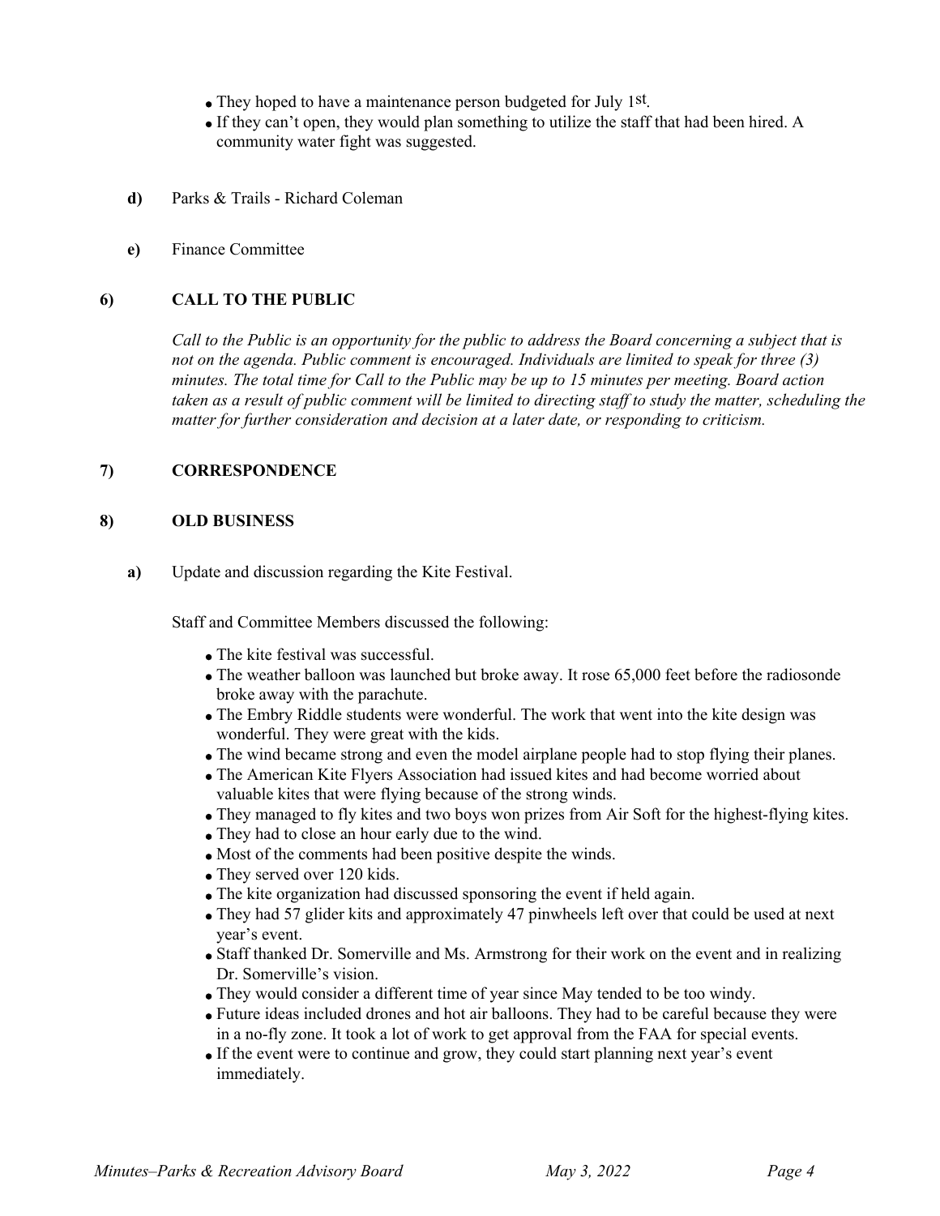- They hoped to have a maintenance person budgeted for July 1st.
- If they can't open, they would plan something to utilize the staff that had been hired. A community water fight was suggested.

**d)** Parks & Trails - Richard Coleman

**e)** Finance Committee

## 6) CALL TO THE PUBLIC

*Call to the Public is an opportunity for the public to address the Board concerning a subject that is not on the agenda. Public comment is encouraged. Individuals are limited to speak for three (3) minutes. The total time for Call to the Public may be up to 15 minutes per meeting. Board action taken as a result of public comment will be limited to directing staff to study the matter, scheduling the matter for further consideration and decision at a later date, or responding to criticism.*

## 7) CORRESPONDENCE

## 8) OLD BUSINESS

**a)** Update and discussion regarding the Kite Festival.

Staff and Committee Members discussed the following:

- The kite festival was successful.
- The weather balloon was launched but broke away. It rose 65,000 feet before the radiosonde broke away with the parachute.
- The Embry Riddle students were wonderful. The work that went into the kite design was wonderful. They were great with the kids.
- The wind became strong and even the model airplane people had to stop flying their planes.
- The American Kite Flyers Association had issued kites and had become worried about valuable kites that were flying because of the strong winds.
- They managed to fly kites and two boys won prizes from Air Soft for the highest-flying kites.
- They had to close an hour early due to the wind.
- Most of the comments had been positive despite the winds.
- They served over 120 kids.
- The kite organization had discussed sponsoring the event if held again.
- They had 57 glider kits and approximately 47 pinwheels left over that could be used at next year's event.
- Staff thanked Dr. Somerville and Ms. Armstrong for their work on the event and in realizing Dr. Somerville's vision.
- They would consider a different time of year since May tended to be too windy.
- Future ideas included drones and hot air balloons. They had to be careful because they were in a no-fly zone. It took a lot of work to get approval from the FAA for special events.
- If the event were to continue and grow, they could start planning next year's event immediately.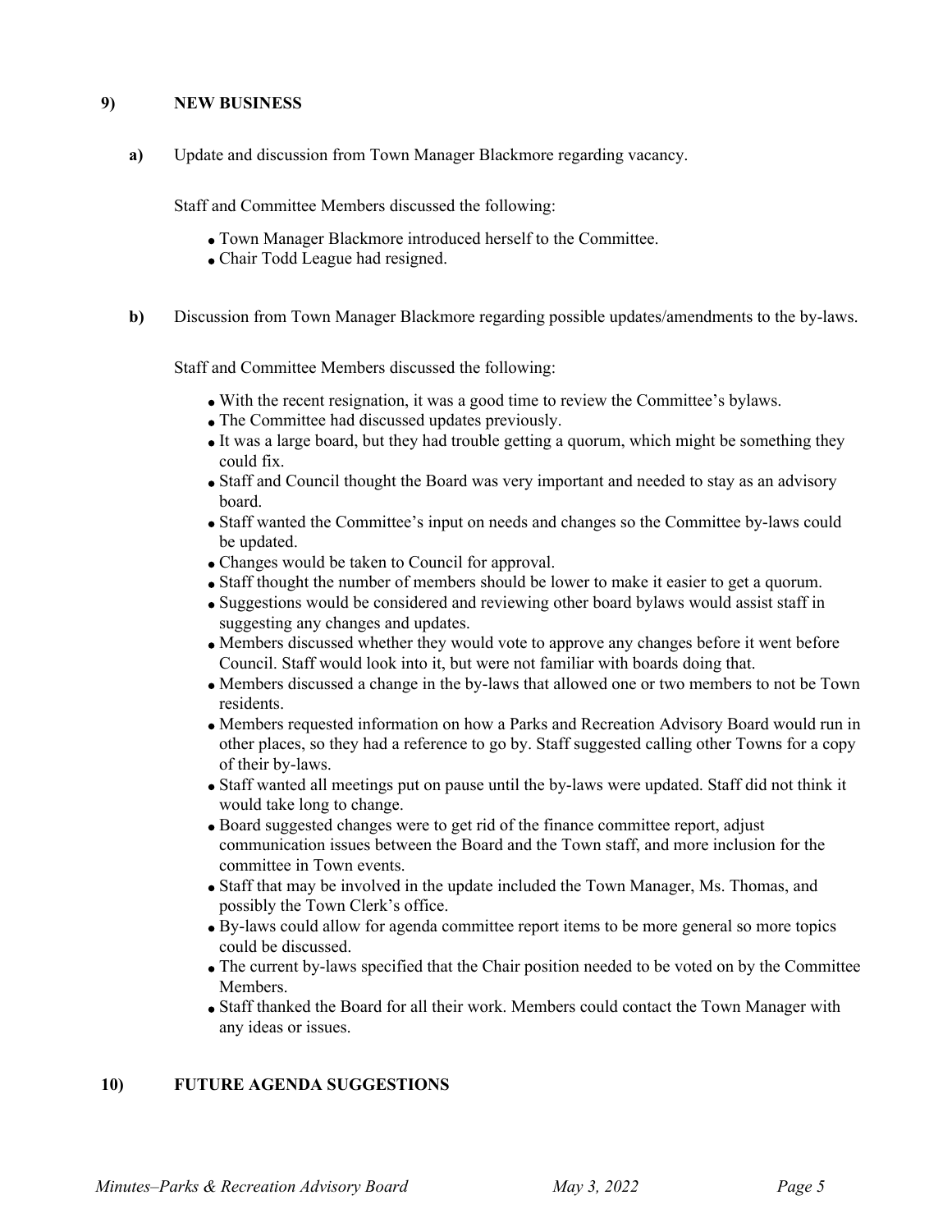## 9) NEW BUSINESS

**a)** Update and discussion from Town Manager Blackmore regarding vacancy.

Staff and Committee Members discussed the following:

- Town Manager Blackmore introduced herself to the Committee.
- Chair Todd League had resigned.

**b)** Discussion from Town Manager Blackmore regarding possible updates/amendments to the by-laws.

Staff and Committee Members discussed the following:

- With the recent resignation, it was a good time to review the Committee's bylaws.
- The Committee had discussed updates previously.
- It was a large board, but they had trouble getting a quorum, which might be something they could fix.
- Staff and Council thought the Board was very important and needed to stay as an advisory board.
- Staff wanted the Committee's input on needs and changes so the Committee by-laws could be updated.
- Changes would be taken to Council for approval.
- Staff thought the number of members should be lower to make it easier to get a quorum.
- Suggestions would be considered and reviewing other board bylaws would assist staff in suggesting any changes and updates.
- Members discussed whether they would vote to approve any changes before it went before Council. Staff would look into it, but were not familiar with boards doing that.
- Members discussed a change in the by-laws that allowed one or two members to not be Town residents.
- Members requested information on how a Parks and Recreation Advisory Board would run in other places, so they had a reference to go by. Staff suggested calling other Towns for a copy of their by-laws.
- Staff wanted all meetings put on pause until the by-laws were updated. Staff did not think it would take long to change.
- Board suggested changes were to get rid of the finance committee report, adjust communication issues between the Board and the Town staff, and more inclusion for the committee in Town events.
- Staff that may be involved in the update included the Town Manager, Ms. Thomas, and possibly the Town Clerk's office.
- By-laws could allow for agenda committee report items to be more general so more topics could be discussed.
- The current by-laws specified that the Chair position needed to be voted on by the Committee Members.
- Staff thanked the Board for all their work. Members could contact the Town Manager with any ideas or issues.

## 10) FUTURE AGENDA SUGGESTIONS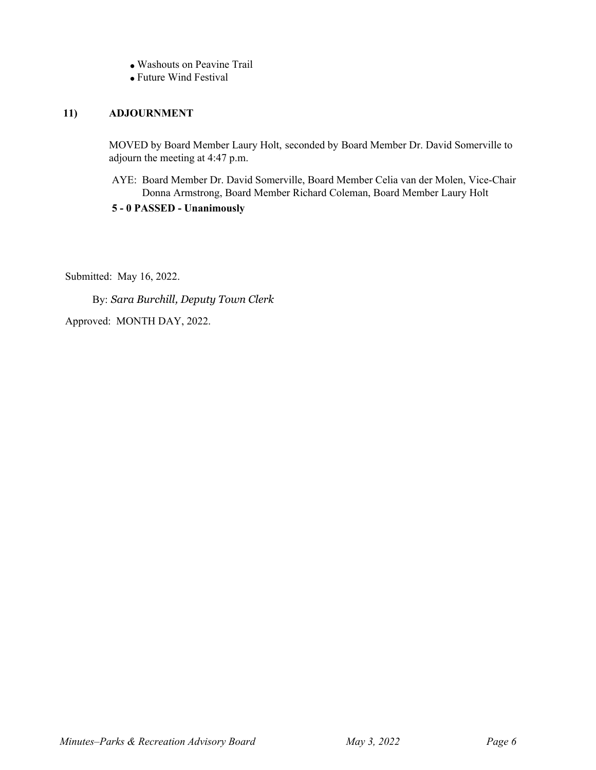- Washouts on Peavine Trail
- Future Wind Festival

## 11) ADJOURNMENT

MOVED by Board Member Laury Holt, seconded by Board Member Dr. David Somerville to adjourn the meeting at 4:47 p.m.

AYE: Board Member Dr. David Somerville, Board Member Celia van der Molen, Vice-Chair Donna Armstrong, Board Member Richard Coleman, Board Member Laury Holt

**5 - 0 PASSED - Unanimously**

Submitted: May 16, 2022.

By: *Sara Burchill, Deputy Town Clerk*

Approved: MONTH DAY, 2022.